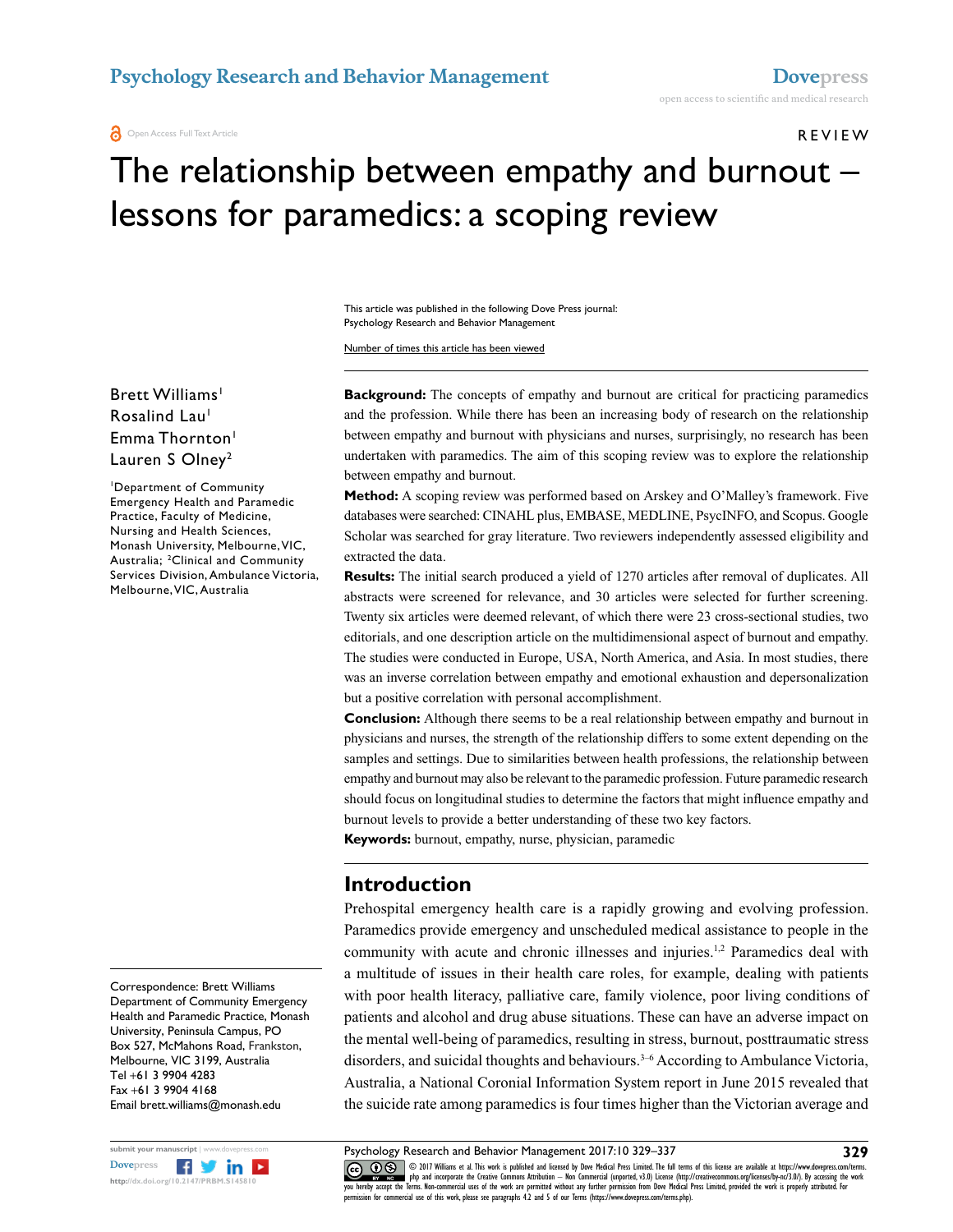Open Access Full Text Article

REVIEW

# The relationship between empathy and burnout – lessons for paramedics: a scoping review

This article was published in the following Dove Press journal:
Psychology Research and Behavior Management

Brett Williams[1]
Rosalind Lau[1]
Emma Thornton[1]
Lauren S Olney[2]

[1]Department of Community Emergency Health and Paramedic Practice, Faculty of Medicine, Nursing and Health Sciences, Monash University, Melbourne, VIC, Australia; [2]Clinical and Community Services Division, Ambulance Victoria, Melbourne, VIC, Australia

Correspondence: Brett Williams
Department of Community Emergency Health and Paramedic Practice, Monash University, Peninsula Campus, PO Box 527, McMahons Road, Frankston, Melbourne, VIC 3199, Australia
Tel +61 3 9904 4283
Fax +61 3 9904 4168
Email brett.williams@monash.edu

**Background:** The concepts of empathy and burnout are critical for practicing paramedics and the profession. While there has been an increasing body of research on the relationship between empathy and burnout with physicians and nurses, surprisingly, no research has been undertaken with paramedics. The aim of this scoping review was to explore the relationship between empathy and burnout.

**Method:** A scoping review was performed based on Arskey and O'Malley's framework. Five databases were searched: CINAHL plus, EMBASE, MEDLINE, PsycINFO, and Scopus. Google Scholar was searched for gray literature. Two reviewers independently assessed eligibility and extracted the data.

**Results:** The initial search produced a yield of 1270 articles after removal of duplicates. All abstracts were screened for relevance, and 30 articles were selected for further screening. Twenty six articles were deemed relevant, of which there were 23 cross-sectional studies, two editorials, and one description article on the multidimensional aspect of burnout and empathy. The studies were conducted in Europe, USA, North America, and Asia. In most studies, there was an inverse correlation between empathy and emotional exhaustion and depersonalization but a positive correlation with personal accomplishment.

**Conclusion:** Although there seems to be a real relationship between empathy and burnout in physicians and nurses, the strength of the relationship differs to some extent depending on the samples and settings. Due to similarities between health professions, the relationship between empathy and burnout may also be relevant to the paramedic profession. Future paramedic research should focus on longitudinal studies to determine the factors that might influence empathy and burnout levels to provide a better understanding of these two key factors.

**Keywords:** burnout, empathy, nurse, physician, paramedic

## Introduction

Prehospital emergency health care is a rapidly growing and evolving profession. Paramedics provide emergency and unscheduled medical assistance to people in the community with acute and chronic illnesses and injuries.[1,2] Paramedics deal with a multitude of issues in their health care roles, for example, dealing with patients with poor health literacy, palliative care, family violence, poor living conditions of patients and alcohol and drug abuse situations. These can have an adverse impact on the mental well-being of paramedics, resulting in stress, burnout, posttraumatic stress disorders, and suicidal thoughts and behaviours.[3–6] According to Ambulance Victoria, Australia, a National Coronial Information System report in June 2015 revealed that the suicide rate among paramedics is four times higher than the Victorian average and

© 2017 Williams et al. This work is published and licensed by Dove Medical Press Limited. The full terms of this license are available at https://www.dovepress.com/terms.php and incorporate the Creative Commons Attribution – Non Commercial (unported, v3.0) License (http://creativecommons.org/licenses/by-nc/3.0/). By accessing the work you hereby accept the Terms. Non-commercial uses of the work are permitted without any further permission from Dove Medical Press Limited, provided the work is properly attributed. For permission for commercial use of this work, please see paragraphs 4.2 and 5 of our Terms (https://www.dovepress.com/terms.php).

http://dx.doi.org/10.2147/PRBM.S145810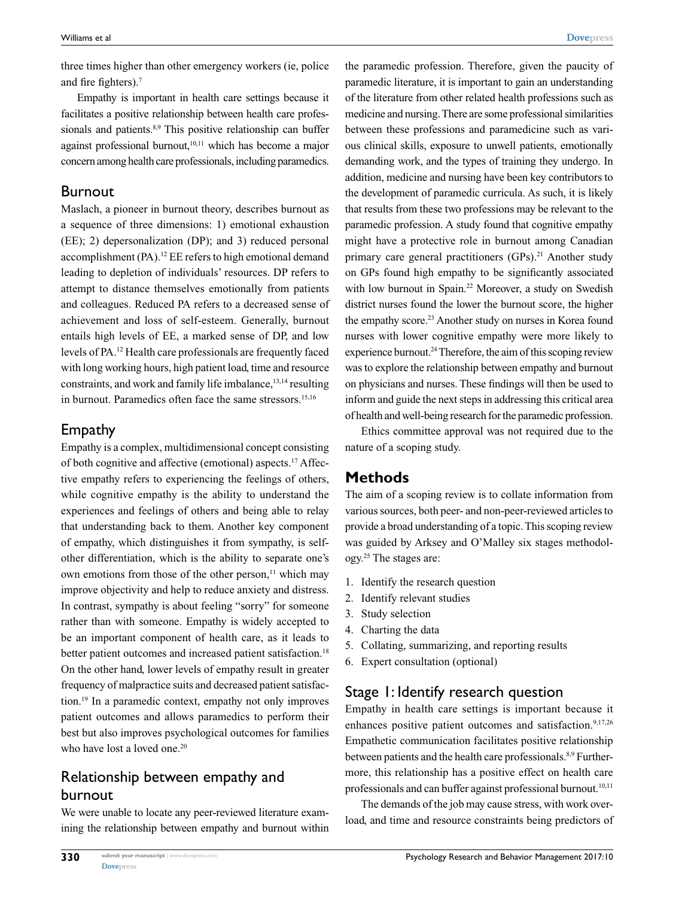three times higher than other emergency workers (ie, police and fire fighters).[7]

Empathy is important in health care settings because it facilitates a positive relationship between health care professionals and patients.[8,9] This positive relationship can buffer against professional burnout,[10,11] which has become a major concern among health care professionals, including paramedics.

## Burnout

Maslach, a pioneer in burnout theory, describes burnout as a sequence of three dimensions: 1) emotional exhaustion (EE); 2) depersonalization (DP); and 3) reduced personal accomplishment (PA).[12] EE refers to high emotional demand leading to depletion of individuals' resources. DP refers to attempt to distance themselves emotionally from patients and colleagues. Reduced PA refers to a decreased sense of achievement and loss of self-esteem. Generally, burnout entails high levels of EE, a marked sense of DP, and low levels of PA.[12] Health care professionals are frequently faced with long working hours, high patient load, time and resource constraints, and work and family life imbalance,[13,14] resulting in burnout. Paramedics often face the same stressors.[15,16]

## Empathy

Empathy is a complex, multidimensional concept consisting of both cognitive and affective (emotional) aspects.[17] Affective empathy refers to experiencing the feelings of others, while cognitive empathy is the ability to understand the experiences and feelings of others and being able to relay that understanding back to them. Another key component of empathy, which distinguishes it from sympathy, is self-other differentiation, which is the ability to separate one's own emotions from those of the other person,[11] which may improve objectivity and help to reduce anxiety and distress. In contrast, sympathy is about feeling "sorry" for someone rather than with someone. Empathy is widely accepted to be an important component of health care, as it leads to better patient outcomes and increased patient satisfaction.[18] On the other hand, lower levels of empathy result in greater frequency of malpractice suits and decreased patient satisfaction.[19] In a paramedic context, empathy not only improves patient outcomes and allows paramedics to perform their best but also improves psychological outcomes for families who have lost a loved one.[20]

## Relationship between empathy and burnout

We were unable to locate any peer-reviewed literature examining the relationship between empathy and burnout within the paramedic profession. Therefore, given the paucity of paramedic literature, it is important to gain an understanding of the literature from other related health professions such as medicine and nursing. There are some professional similarities between these professions and paramedicine such as various clinical skills, exposure to unwell patients, emotionally demanding work, and the types of training they undergo. In addition, medicine and nursing have been key contributors to the development of paramedic curricula. As such, it is likely that results from these two professions may be relevant to the paramedic profession. A study found that cognitive empathy might have a protective role in burnout among Canadian primary care general practitioners (GPs).[21] Another study on GPs found high empathy to be significantly associated with low burnout in Spain.[22] Moreover, a study on Swedish district nurses found the lower the burnout score, the higher the empathy score.[23] Another study on nurses in Korea found nurses with lower cognitive empathy were more likely to experience burnout.[24] Therefore, the aim of this scoping review was to explore the relationship between empathy and burnout on physicians and nurses. These findings will then be used to inform and guide the next steps in addressing this critical area of health and well-being research for the paramedic profession.

Ethics committee approval was not required due to the nature of a scoping study.

# Methods

The aim of a scoping review is to collate information from various sources, both peer- and non-peer-reviewed articles to provide a broad understanding of a topic. This scoping review was guided by Arksey and O'Malley six stages methodology.[25] The stages are:

1. Identify the research question
2. Identify relevant studies
3. Study selection
4. Charting the data
5. Collating, summarizing, and reporting results
6. Expert consultation (optional)

## Stage 1: Identify research question

Empathy in health care settings is important because it enhances positive patient outcomes and satisfaction.[9,17,26] Empathetic communication facilitates positive relationship between patients and the health care professionals.[8,9] Furthermore, this relationship has a positive effect on health care professionals and can buffer against professional burnout.[10,11]

The demands of the job may cause stress, with work overload, and time and resource constraints being predictors of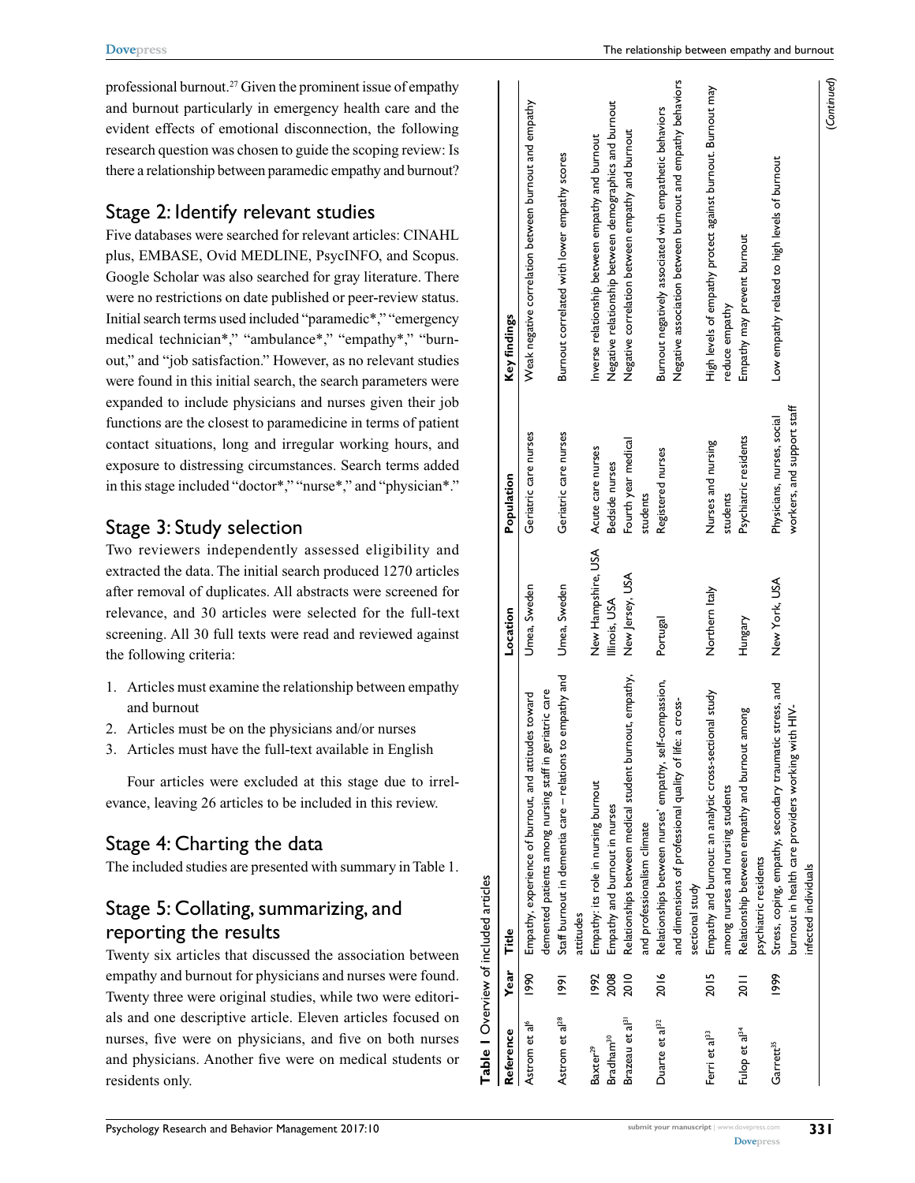professional burnout.[27] Given the prominent issue of empathy and burnout particularly in emergency health care and the evident effects of emotional disconnection, the following research question was chosen to guide the scoping review: Is there a relationship between paramedic empathy and burnout?

## Stage 2: Identify relevant studies

Five databases were searched for relevant articles: CINAHL plus, EMBASE, Ovid MEDLINE, PsycINFO, and Scopus. Google Scholar was also searched for gray literature. There were no restrictions on date published or peer-review status. Initial search terms used included "paramedic*," "emergency medical technician*," "ambulance*," "empathy*," "burnout," and "job satisfaction." However, as no relevant studies were found in this initial search, the search parameters were expanded to include physicians and nurses given their job functions are the closest to paramedicine in terms of patient contact situations, long and irregular working hours, and exposure to distressing circumstances. Search terms added in this stage included "doctor*," "nurse*," and "physician*."

## Stage 3: Study selection

Two reviewers independently assessed eligibility and extracted the data. The initial search produced 1270 articles after removal of duplicates. All abstracts were screened for relevance, and 30 articles were selected for the full-text screening. All 30 full texts were read and reviewed against the following criteria:

1. Articles must examine the relationship between empathy and burnout
2. Articles must be on the physicians and/or nurses
3. Articles must have the full-text available in English

Four articles were excluded at this stage due to irrelevance, leaving 26 articles to be included in this review.

## Stage 4: Charting the data

The included studies are presented with summary in Table 1.

## Stage 5: Collating, summarizing, and reporting the results

Twenty six articles that discussed the association between empathy and burnout for physicians and nurses were found. Twenty three were original studies, while two were editorials and one descriptive article. Eleven articles focused on nurses, five were on physicians, and five on both nurses and physicians. Another five were on medical students or residents only.

**Table 1** Overview of included articles

| Reference | Year | Title | Location | Population | Key findings |
|---|---|---|---|---|---|
| Astrom et al[6] | 1990 | Empathy, experience of burnout, and attitudes toward demented patients among nursing staff in geriatric care | Umea, Sweden | Geriatric care nurses | Weak negative correlation between burnout and empathy |
| Astrom et al[28] | 1991 | Staff burnout in dementia care – relations to empathy and attitudes | Umea, Sweden | Geriatric care nurses | Burnout correlated with lower empathy scores |
| Baxter[29] | 1992 | Empathy: its role in nursing burnout | New Hampshire, USA | Acute care nurses | Inverse relationship between empathy and burnout |
| Bradham[30] | 2008 | Empathy and burnout in nurses | Illinois, USA | Bedside nurses | Negative relationship between demographics and burnout |
| Brazeau et al[31] | 2010 | Relationships between medical student burnout, empathy, and professionalism climate | New Jersey, USA | Fourth year medical students | Negative correlation between empathy and burnout |
| Duarte et al[32] | 2016 | Relationships between nurses' empathy, self-compassion, and dimensions of professional quality of life: a cross-sectional study | Portugal | Registered nurses | Burnout negatively associated with empathetic behaviors<br>Negative association between burnout and empathy behaviors |
| Ferri et al[33] | 2015 | Empathy and burnout: an analytic cross-sectional study among nurses and nursing students | Northern Italy | Nurses and nursing students | High levels of empathy protect against burnout. Burnout may reduce empathy |
| Fulop et al[34] | 2011 | Relationship between empathy and burnout among psychiatric residents | Hungary | Psychiatric residents | Empathy may prevent burnout |
| Garrett[35] | 1999 | Stress, coping, empathy, secondary traumatic stress, and burnout in health care providers working with HIV-infected individuals | New York, USA | Physicians, nurses, social workers, and support staff | Low empathy related to high levels of burnout |

(Continued)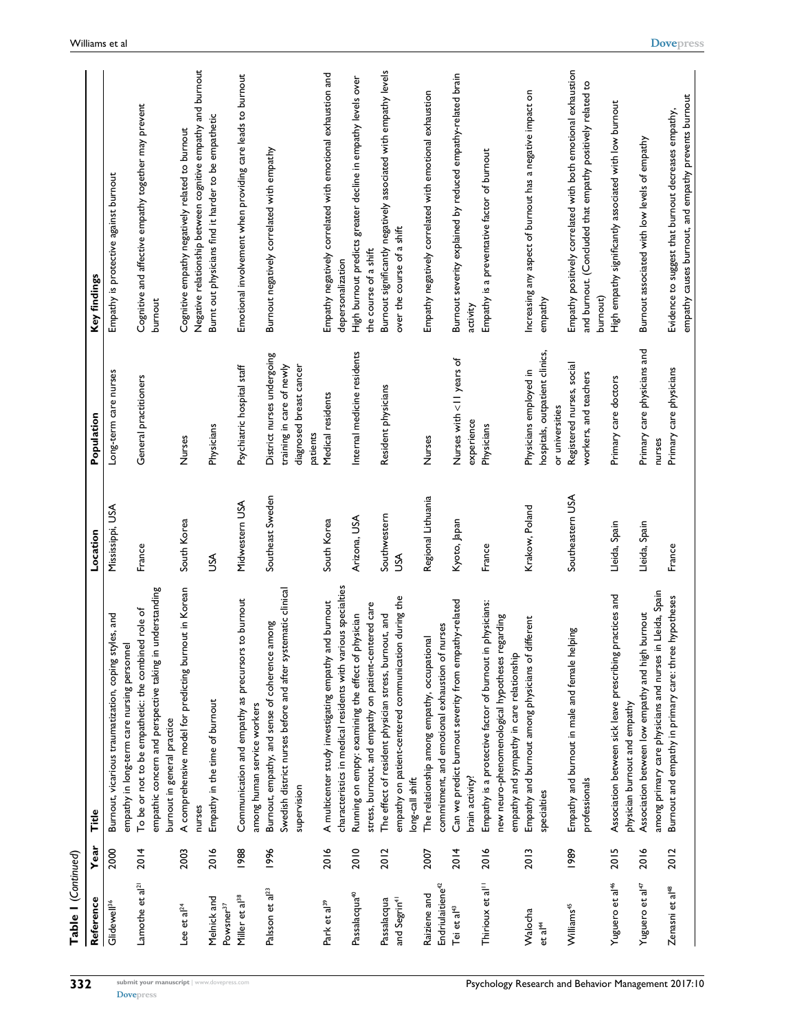**Table 1** (*Continued*)

| Reference | Year | Title | Location | Population | Key findings |
|---|---|---|---|---|---|
| Glidewell[36] | 2000 | Burnout, vicarious traumatization, coping styles, and empathy in long-term care nursing personnel | Mississippi, USA | Long-term care nurses | Empathy is protective against burnout |
| Lamothe et al[21] | 2014 | To be or not to be empathetic: the combined role of empathic concern and perspective taking in understanding burnout in general practice | France | General practitioners | Cognitive and affective empathy together may prevent burnout |
| Lee et al[24] | 2003 | A comprehensive model for predicting burnout in Korean nurses | South Korea | Nurses | Cognitive empathy negatively related to burnout |
| Melnick and Powsner[37] | 2016 | Empathy in the time of burnout | USA | Physicians | Negative relationship between cognitive empathy and burnout Burnt out physicians find it harder to be empathetic |
| Miller et al[38] | 1988 | Communication and empathy as precursors to burnout among human service workers | Midwestern USA | Psychiatric hospital staff | Emotional involvement when providing care leads to burnout |
| Palsson et al[23] | 1996 | Burnout, empathy, and sense of coherence among Swedish district nurses before and after systematic clinical supervision | Southeast Sweden | District nurses undergoing training in care of newly diagnosed breast cancer patients | Burnout negatively correlated with empathy |
| Park et al[39] | 2016 | A multicenter study investigating empathy and burnout characteristics in medical residents with various specialties | South Korea | Medical residents | Empathy negatively correlated with emotional exhaustion and depersonalization |
| Passalacqua[40] | 2010 | Running on empty: examining the effect of physician stress, burnout, and empathy on patient-centered care | Arizona, USA | Internal medicine residents | High burnout predicts greater decline in empathy levels over the course of a shift |
| Passalacqua and Segrin[41] | 2012 | The effect of resident physician stress, burnout, and empathy on patient-centered communication during the long-call shift | Southwestern USA | Resident physicians | Burnout significantly negatively associated with empathy levels over the course of a shift |
| Raiziene and Endriulaitiene[42] | 2007 | The relationship among empathy, occupational commitment, and emotional exhaustion of nurses | Regional Lithuania | Nurses | Empathy negatively correlated with emotional exhaustion |
| Tei et al[43] | 2014 | Can we predict burnout severity from empathy-related brain activity? | Kyoto, Japan | Nurses with <11 years of experience | Burnout severity explained by reduced empathy-related brain activity |
| Thirioux et al[11] | 2016 | Empathy is a protective factor of burnout in physicians: new neuro-phenomenological hypotheses regarding empathy and sympathy in care relationship | France | Physicians | Empathy is a preventative factor of burnout |
| Walocha et al[44] | 2013 | Empathy and burnout among physicians of different specialties | Krakow, Poland | Physicians employed in hospitals, outpatient clinics, or universities | Increasing any aspect of burnout has a negative impact on empathy |
| Williams[45] | 1989 | Empathy and burnout in male and female helping professionals | Southeastern USA | Registered nurses, social workers, and teachers | Empathy positively correlated with both emotional exhaustion and burnout. (Concluded that empathy positively related to burnout) |
| Yuguero et al[46] | 2015 | Association between sick leave prescribing practices and physician burnout and empathy | Lleida, Spain | Primary care doctors | High empathy significantly associated with low burnout |
| Yuguero et al[47] | 2016 | Association between low empathy and high burnout among primary care physicians and nurses in Lleida, Spain | Lleida, Spain | Primary care physicians and nurses | Burnout associated with low levels of empathy |
| Zenasni et al[48] | 2012 | Burnout and empathy in primary care: three hypotheses | France | Primary care physicians | Evidence to suggest that burnout decreases empathy, empathy causes burnout, and empathy prevents burnout |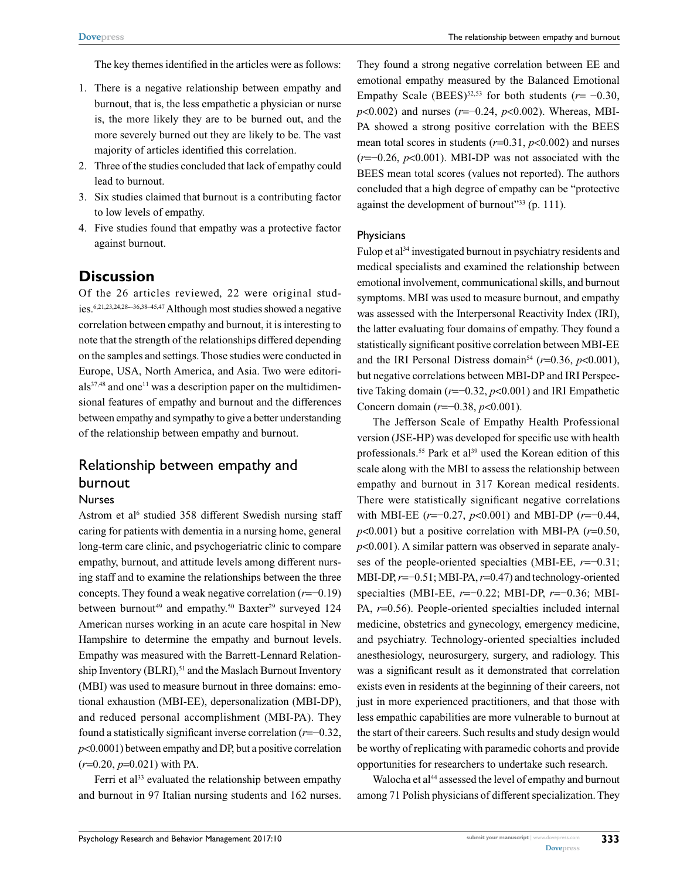The key themes identified in the articles were as follows:

1. There is a negative relationship between empathy and burnout, that is, the less empathetic a physician or nurse is, the more likely they are to be burned out, and the more severely burned out they are likely to be. The vast majority of articles identified this correlation.
2. Three of the studies concluded that lack of empathy could lead to burnout.
3. Six studies claimed that burnout is a contributing factor to low levels of empathy.
4. Five studies found that empathy was a protective factor against burnout.

# Discussion

Of the 26 articles reviewed, 22 were original studies.[6,21,23,24,28–36,38–45,47] Although most studies showed a negative correlation between empathy and burnout, it is interesting to note that the strength of the relationships differed depending on the samples and settings. Those studies were conducted in Europe, USA, North America, and Asia. Two were editorials[37,48] and one[11] was a description paper on the multidimensional features of empathy and burnout and the differences between empathy and sympathy to give a better understanding of the relationship between empathy and burnout.

## Relationship between empathy and burnout

### Nurses

Astrom et al[6] studied 358 different Swedish nursing staff caring for patients with dementia in a nursing home, general long-term care clinic, and psychogeriatric clinic to compare empathy, burnout, and attitude levels among different nursing staff and to examine the relationships between the three concepts. They found a weak negative correlation ($r$=−0.19) between burnout[49] and empathy.[50] Baxter[29] surveyed 124 American nurses working in an acute care hospital in New Hampshire to determine the empathy and burnout levels. Empathy was measured with the Barrett-Lennard Relationship Inventory (BLRI),[51] and the Maslach Burnout Inventory (MBI) was used to measure burnout in three domains: emotional exhaustion (MBI-EE), depersonalization (MBI-DP), and reduced personal accomplishment (MBI-PA). They found a statistically significant inverse correlation ($r$=−0.32, $p$<0.0001) between empathy and DP, but a positive correlation ($r$=0.20, $p$=0.021) with PA.

Ferri et al[33] evaluated the relationship between empathy and burnout in 97 Italian nursing students and 162 nurses. They found a strong negative correlation between EE and emotional empathy measured by the Balanced Emotional Empathy Scale (BEES)[52,53] for both students ($r$= −0.30, $p$<0.002) and nurses ($r$=−0.24, $p$<0.002). Whereas, MBI-PA showed a strong positive correlation with the BEES mean total scores in students ($r$=0.31, $p$<0.002) and nurses ($r$=−0.26, $p$<0.001). MBI-DP was not associated with the BEES mean total scores (values not reported). The authors concluded that a high degree of empathy can be "protective against the development of burnout"[33] (p. 111).

### Physicians

Fulop et al[34] investigated burnout in psychiatry residents and medical specialists and examined the relationship between emotional involvement, communicational skills, and burnout symptoms. MBI was used to measure burnout, and empathy was assessed with the Interpersonal Reactivity Index (IRI), the latter evaluating four domains of empathy. They found a statistically significant positive correlation between MBI-EE and the IRI Personal Distress domain[54] ($r$=0.36, $p$<0.001), but negative correlations between MBI-DP and IRI Perspective Taking domain ($r$=−0.32, $p$<0.001) and IRI Empathetic Concern domain ($r$=−0.38, $p$<0.001).

The Jefferson Scale of Empathy Health Professional version (JSE-HP) was developed for specific use with health professionals.[55] Park et al[39] used the Korean edition of this scale along with the MBI to assess the relationship between empathy and burnout in 317 Korean medical residents. There were statistically significant negative correlations with MBI-EE ($r$=−0.27, $p$<0.001) and MBI-DP ($r$=−0.44, $p$<0.001) but a positive correlation with MBI-PA ($r$=0.50, $p$<0.001). A similar pattern was observed in separate analyses of the people-oriented specialties (MBI-EE, $r$=−0.31; MBI-DP, $r$=−0.51; MBI-PA, $r$=0.47) and technology-oriented specialties (MBI-EE, $r$=−0.22; MBI-DP, $r$=−0.36; MBI-PA, $r$=0.56). People-oriented specialties included internal medicine, obstetrics and gynecology, emergency medicine, and psychiatry. Technology-oriented specialties included anesthesiology, neurosurgery, surgery, and radiology. This was a significant result as it demonstrated that correlation exists even in residents at the beginning of their careers, not just in more experienced practitioners, and that those with less empathic capabilities are more vulnerable to burnout at the start of their careers. Such results and study design would be worthy of replicating with paramedic cohorts and provide opportunities for researchers to undertake such research.

Walocha et al[44] assessed the level of empathy and burnout among 71 Polish physicians of different specialization. They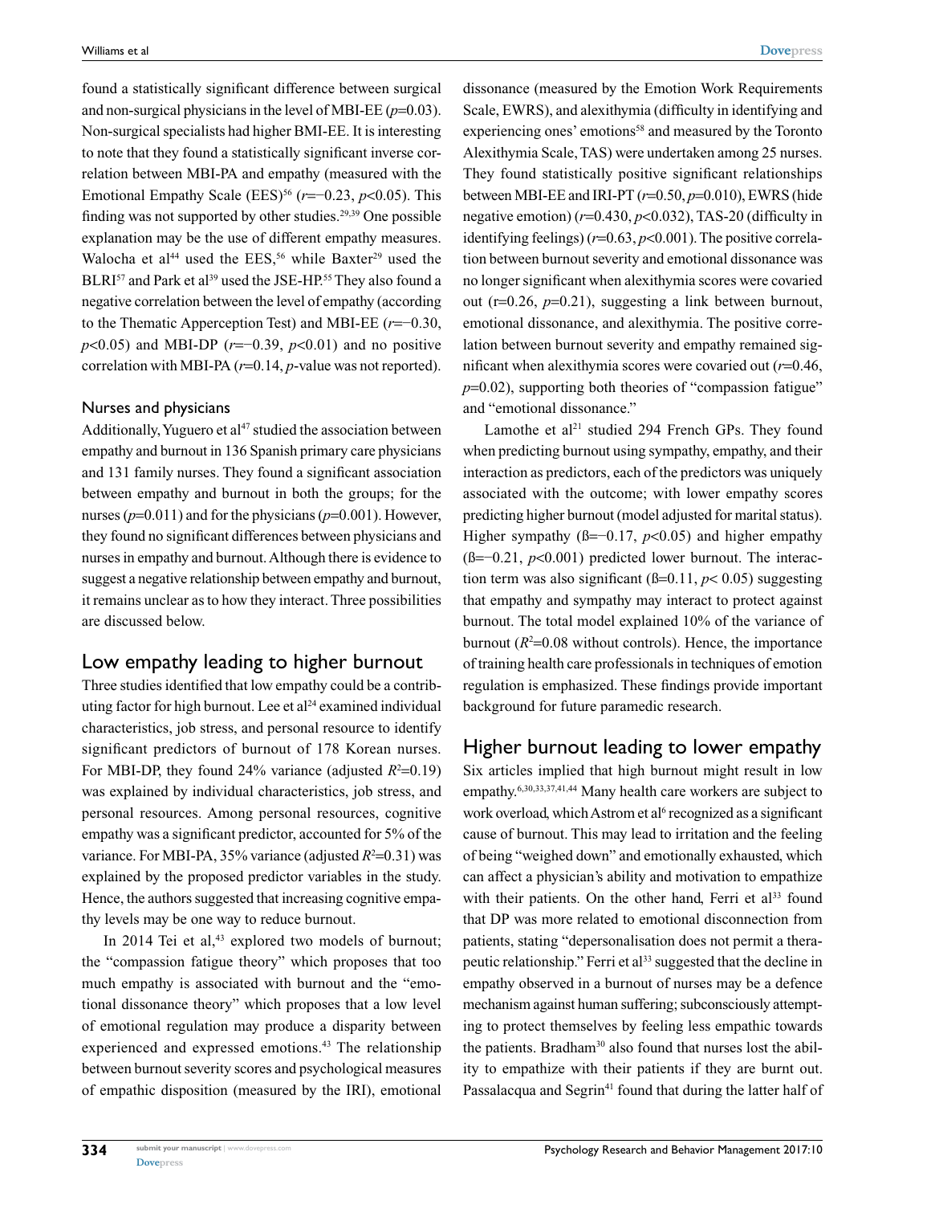found a statistically significant difference between surgical and non-surgical physicians in the level of MBI-EE ($p$=0.03). Non-surgical specialists had higher BMI-EE. It is interesting to note that they found a statistically significant inverse correlation between MBI-PA and empathy (measured with the Emotional Empathy Scale (EES)[56] ($r$=−0.23, $p$<0.05). This finding was not supported by other studies.[29,39] One possible explanation may be the use of different empathy measures. Walocha et al[44] used the EES,[56] while Baxter[29] used the BLRI[57] and Park et al[39] used the JSE-HP.[55] They also found a negative correlation between the level of empathy (according to the Thematic Apperception Test) and MBI-EE ($r$=−0.30, $p$<0.05) and MBI-DP ($r$=−0.39, $p$<0.01) and no positive correlation with MBI-PA ($r$=0.14, $p$-value was not reported).

### Nurses and physicians

Additionally, Yuguero et al[47] studied the association between empathy and burnout in 136 Spanish primary care physicians and 131 family nurses. They found a significant association between empathy and burnout in both the groups; for the nurses ($p$=0.011) and for the physicians ($p$=0.001). However, they found no significant differences between physicians and nurses in empathy and burnout. Although there is evidence to suggest a negative relationship between empathy and burnout, it remains unclear as to how they interact. Three possibilities are discussed below.

## Low empathy leading to higher burnout

Three studies identified that low empathy could be a contributing factor for high burnout. Lee et al[24] examined individual characteristics, job stress, and personal resource to identify significant predictors of burnout of 178 Korean nurses. For MBI-DP, they found 24% variance (adjusted $R^2$=0.19) was explained by individual characteristics, job stress, and personal resources. Among personal resources, cognitive empathy was a significant predictor, accounted for 5% of the variance. For MBI-PA, 35% variance (adjusted $R^2$=0.31) was explained by the proposed predictor variables in the study. Hence, the authors suggested that increasing cognitive empathy levels may be one way to reduce burnout.

In 2014 Tei et al,[43] explored two models of burnout; the "compassion fatigue theory" which proposes that too much empathy is associated with burnout and the "emotional dissonance theory" which proposes that a low level of emotional regulation may produce a disparity between experienced and expressed emotions.[43] The relationship between burnout severity scores and psychological measures of empathic disposition (measured by the IRI), emotional dissonance (measured by the Emotion Work Requirements Scale, EWRS), and alexithymia (difficulty in identifying and experiencing ones' emotions[58] and measured by the Toronto Alexithymia Scale, TAS) were undertaken among 25 nurses. They found statistically positive significant relationships between MBI-EE and IRI-PT ($r$=0.50, $p$=0.010), EWRS (hide negative emotion) ($r$=0.430, $p$<0.032), TAS-20 (difficulty in identifying feelings) ($r$=0.63, $p$<0.001). The positive correlation between burnout severity and emotional dissonance was no longer significant when alexithymia scores were covaried out (r=0.26, $p$=0.21), suggesting a link between burnout, emotional dissonance, and alexithymia. The positive correlation between burnout severity and empathy remained significant when alexithymia scores were covaried out ($r$=0.46, $p$=0.02), supporting both theories of "compassion fatigue" and "emotional dissonance."

Lamothe et al[21] studied 294 French GPs. They found when predicting burnout using sympathy, empathy, and their interaction as predictors, each of the predictors was uniquely associated with the outcome; with lower empathy scores predicting higher burnout (model adjusted for marital status). Higher sympathy (ß=−0.17, $p$<0.05) and higher empathy (ß=−0.21, $p$<0.001) predicted lower burnout. The interaction term was also significant (ß=0.11, $p$< 0.05) suggesting that empathy and sympathy may interact to protect against burnout. The total model explained 10% of the variance of burnout ($R^2$=0.08 without controls). Hence, the importance of training health care professionals in techniques of emotion regulation is emphasized. These findings provide important background for future paramedic research.

## Higher burnout leading to lower empathy

Six articles implied that high burnout might result in low empathy.[6,30,33,37,41,44] Many health care workers are subject to work overload, which Astrom et al[6] recognized as a significant cause of burnout. This may lead to irritation and the feeling of being "weighed down" and emotionally exhausted, which can affect a physician's ability and motivation to empathize with their patients. On the other hand, Ferri et al[33] found that DP was more related to emotional disconnection from patients, stating "depersonalisation does not permit a therapeutic relationship." Ferri et al[33] suggested that the decline in empathy observed in a burnout of nurses may be a defence mechanism against human suffering; subconsciously attempting to protect themselves by feeling less empathic towards the patients. Bradham[30] also found that nurses lost the ability to empathize with their patients if they are burnt out. Passalacqua and Segrin[41] found that during the latter half of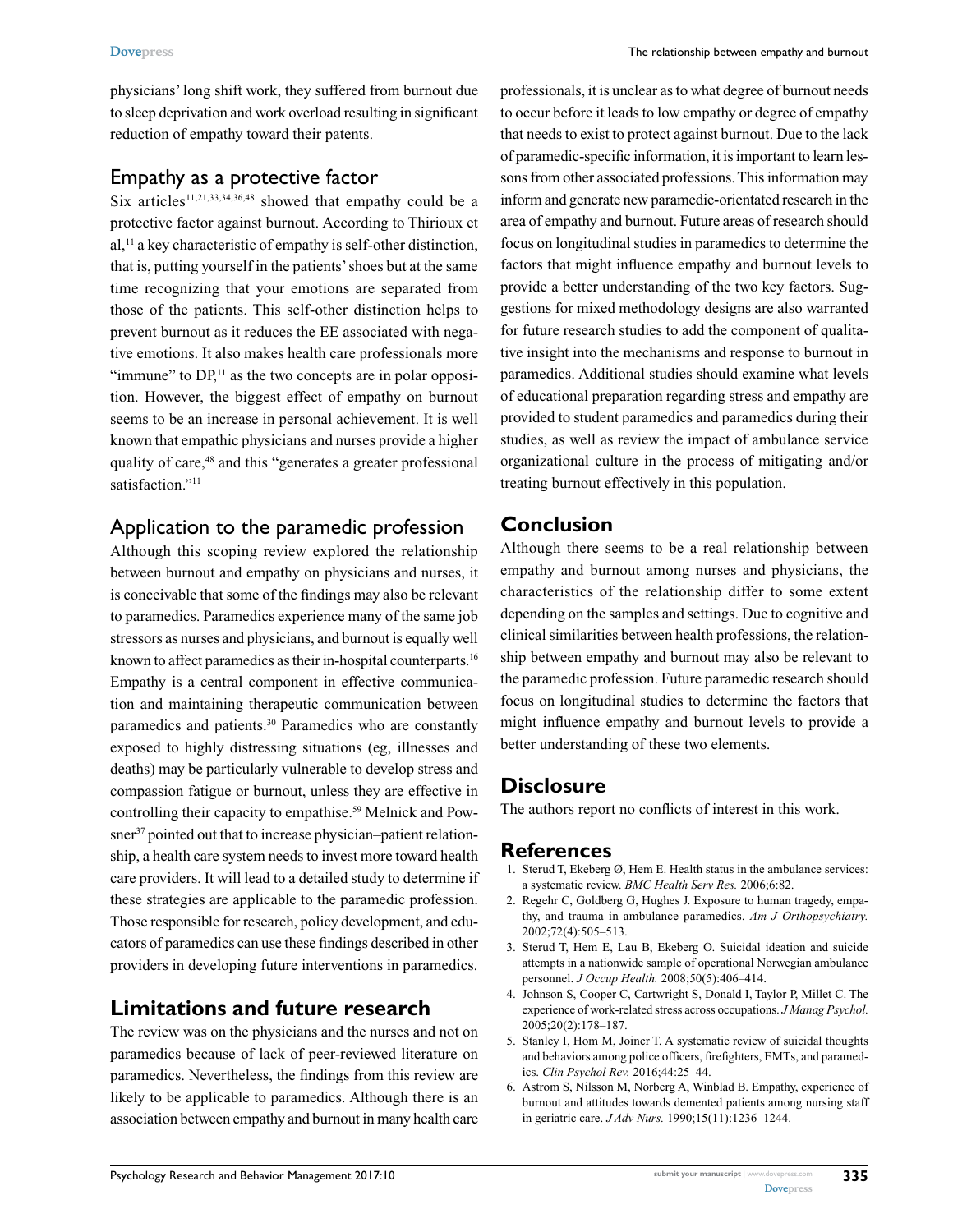physicians' long shift work, they suffered from burnout due to sleep deprivation and work overload resulting in significant reduction of empathy toward their patents.

## Empathy as a protective factor

Six articles[11,21,33,34,36,48] showed that empathy could be a protective factor against burnout. According to Thirioux et al,[11] a key characteristic of empathy is self-other distinction, that is, putting yourself in the patients' shoes but at the same time recognizing that your emotions are separated from those of the patients. This self-other distinction helps to prevent burnout as it reduces the EE associated with negative emotions. It also makes health care professionals more "immune" to DP,[11] as the two concepts are in polar opposition. However, the biggest effect of empathy on burnout seems to be an increase in personal achievement. It is well known that empathic physicians and nurses provide a higher quality of care,[48] and this "generates a greater professional satisfaction."[11]

## Application to the paramedic profession

Although this scoping review explored the relationship between burnout and empathy on physicians and nurses, it is conceivable that some of the findings may also be relevant to paramedics. Paramedics experience many of the same job stressors as nurses and physicians, and burnout is equally well known to affect paramedics as their in-hospital counterparts.[16] Empathy is a central component in effective communication and maintaining therapeutic communication between paramedics and patients.[30] Paramedics who are constantly exposed to highly distressing situations (eg, illnesses and deaths) may be particularly vulnerable to develop stress and compassion fatigue or burnout, unless they are effective in controlling their capacity to empathise.[59] Melnick and Powsner[37] pointed out that to increase physician–patient relationship, a health care system needs to invest more toward health care providers. It will lead to a detailed study to determine if these strategies are applicable to the paramedic profession. Those responsible for research, policy development, and educators of paramedics can use these findings described in other providers in developing future interventions in paramedics.

# Limitations and future research

The review was on the physicians and the nurses and not on paramedics because of lack of peer-reviewed literature on paramedics. Nevertheless, the findings from this review are likely to be applicable to paramedics. Although there is an association between empathy and burnout in many health care professionals, it is unclear as to what degree of burnout needs to occur before it leads to low empathy or degree of empathy that needs to exist to protect against burnout. Due to the lack of paramedic-specific information, it is important to learn lessons from other associated professions. This information may inform and generate new paramedic-orientated research in the area of empathy and burnout. Future areas of research should focus on longitudinal studies in paramedics to determine the factors that might influence empathy and burnout levels to provide a better understanding of the two key factors. Suggestions for mixed methodology designs are also warranted for future research studies to add the component of qualitative insight into the mechanisms and response to burnout in paramedics. Additional studies should examine what levels of educational preparation regarding stress and empathy are provided to student paramedics and paramedics during their studies, as well as review the impact of ambulance service organizational culture in the process of mitigating and/or treating burnout effectively in this population.

# Conclusion

Although there seems to be a real relationship between empathy and burnout among nurses and physicians, the characteristics of the relationship differ to some extent depending on the samples and settings. Due to cognitive and clinical similarities between health professions, the relationship between empathy and burnout may also be relevant to the paramedic profession. Future paramedic research should focus on longitudinal studies to determine the factors that might influence empathy and burnout levels to provide a better understanding of these two elements.

# Disclosure

The authors report no conflicts of interest in this work.

# References

1. Sterud T, Ekeberg Ø, Hem E. Health status in the ambulance services: a systematic review. *BMC Health Serv Res.* 2006;6:82.
2. Regehr C, Goldberg G, Hughes J. Exposure to human tragedy, empathy, and trauma in ambulance paramedics. *Am J Orthopsychiatry.* 2002;72(4):505–513.
3. Sterud T, Hem E, Lau B, Ekeberg O. Suicidal ideation and suicide attempts in a nationwide sample of operational Norwegian ambulance personnel. *J Occup Health.* 2008;50(5):406–414.
4. Johnson S, Cooper C, Cartwright S, Donald I, Taylor P, Millet C. The experience of work-related stress across occupations. *J Manag Psychol.* 2005;20(2):178–187.
5. Stanley I, Hom M, Joiner T. A systematic review of suicidal thoughts and behaviors among police officers, firefighters, EMTs, and paramedics. *Clin Psychol Rev.* 2016;44:25–44.
6. Astrom S, Nilsson M, Norberg A, Winblad B. Empathy, experience of burnout and attitudes towards demented patients among nursing staff in geriatric care. *J Adv Nurs.* 1990;15(11):1236–1244.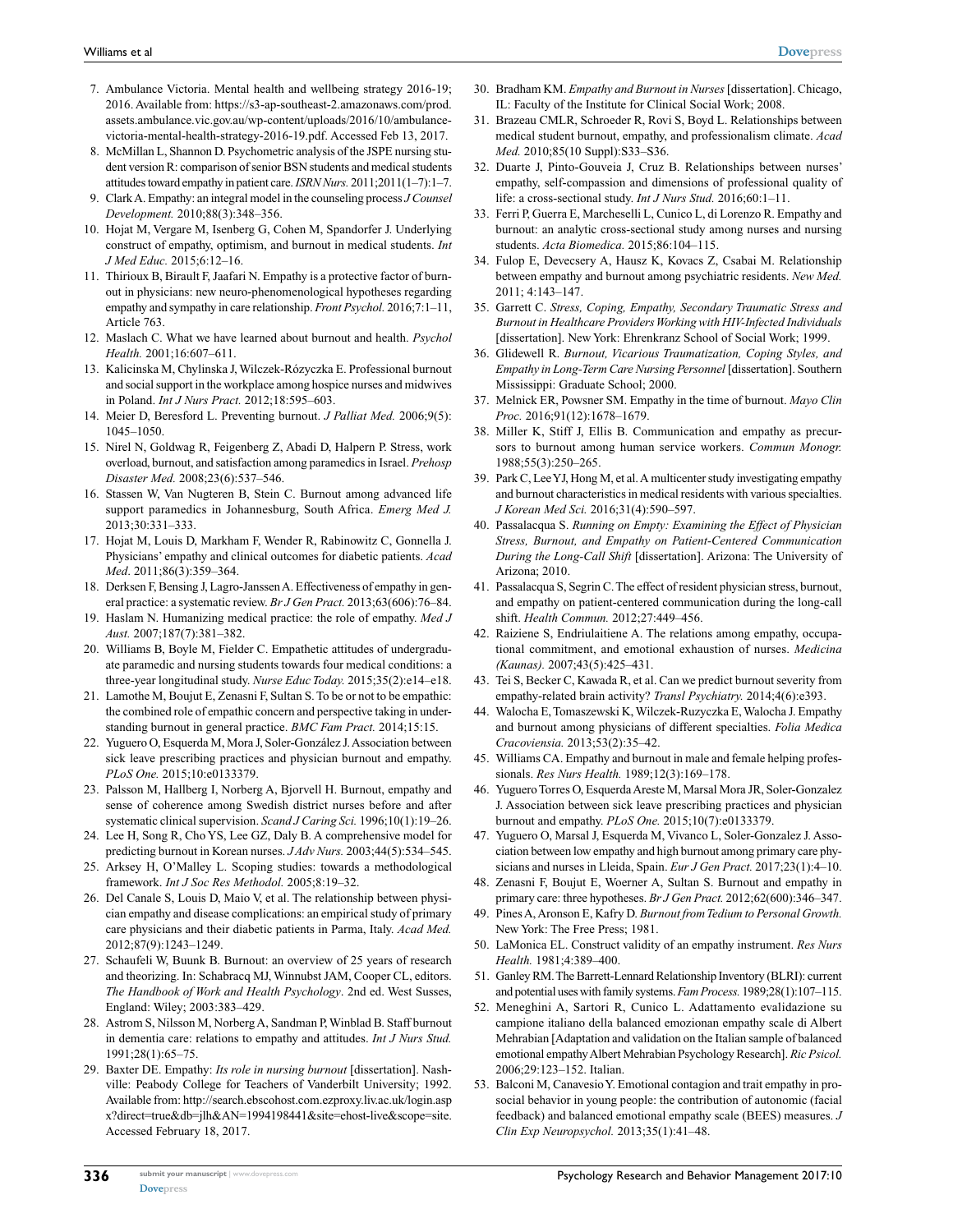7. Ambulance Victoria. Mental health and wellbeing strategy 2016-19; 2016. Available from: https://s3-ap-southeast-2.amazonaws.com/prod.assets.ambulance.vic.gov.au/wp-content/uploads/2016/10/ambulance-victoria-mental-health-strategy-2016-19.pdf. Accessed Feb 13, 2017.
8. McMillan L, Shannon D. Psychometric analysis of the JSPE nursing student version R: comparison of senior BSN students and medical students attitudes toward empathy in patient care. *ISRN Nurs.* 2011;2011(1–7):1–7.
9. Clark A. Empathy: an integral model in the counseling process *J Counsel Development.* 2010;88(3):348–356.
10. Hojat M, Vergare M, Isenberg G, Cohen M, Spandorfer J. Underlying construct of empathy, optimism, and burnout in medical students. *Int J Med Educ.* 2015;6:12–16.
11. Thirioux B, Birault F, Jaafari N. Empathy is a protective factor of burnout in physicians: new neuro-phenomenological hypotheses regarding empathy and sympathy in care relationship. *Front Psychol.* 2016;7:1–11, Article 763.
12. Maslach C. What we have learned about burnout and health. *Psychol Health.* 2001;16:607–611.
13. Kalicinska M, Chylinska J, Wilczek-Rózyczka E. Professional burnout and social support in the workplace among hospice nurses and midwives in Poland. *Int J Nurs Pract.* 2012;18:595–603.
14. Meier D, Beresford L. Preventing burnout. *J Palliat Med.* 2006;9(5):1045–1050.
15. Nirel N, Goldwag R, Feigenberg Z, Abadi D, Halpern P. Stress, work overload, burnout, and satisfaction among paramedics in Israel. *Prehosp Disaster Med.* 2008;23(6):537–546.
16. Stassen W, Van Nugteren B, Stein C. Burnout among advanced life support paramedics in Johannesburg, South Africa. *Emerg Med J.* 2013;30:331–333.
17. Hojat M, Louis D, Markham F, Wender R, Rabinowitz C, Gonnella J. Physicians' empathy and clinical outcomes for diabetic patients. *Acad Med*. 2011;86(3):359–364.
18. Derksen F, Bensing J, Lagro-Janssen A. Effectiveness of empathy in general practice: a systematic review. *Br J Gen Pract.* 2013;63(606):76–84.
19. Haslam N. Humanizing medical practice: the role of empathy. *Med J Aust.* 2007;187(7):381–382.
20. Williams B, Boyle M, Fielder C. Empathetic attitudes of undergraduate paramedic and nursing students towards four medical conditions: a three-year longitudinal study. *Nurse Educ Today.* 2015;35(2):e14–e18.
21. Lamothe M, Boujut E, Zenasni F, Sultan S. To be or not to be empathic: the combined role of empathic concern and perspective taking in understanding burnout in general practice. *BMC Fam Pract.* 2014;15:15.
22. Yuguero O, Esquerda M, Mora J, Soler-González J. Association between sick leave prescribing practices and physician burnout and empathy. *PLoS One.* 2015;10:e0133379.
23. Palsson M, Hallberg I, Norberg A, Bjorvell H. Burnout, empathy and sense of coherence among Swedish district nurses before and after systematic clinical supervision. *Scand J Caring Sci.* 1996;10(1):19–26.
24. Lee H, Song R, Cho YS, Lee GZ, Daly B. A comprehensive model for predicting burnout in Korean nurses. *J Adv Nurs.* 2003;44(5):534–545.
25. Arksey H, O'Malley L. Scoping studies: towards a methodological framework. *Int J Soc Res Methodol.* 2005;8:19–32.
26. Del Canale S, Louis D, Maio V, et al. The relationship between physician empathy and disease complications: an empirical study of primary care physicians and their diabetic patients in Parma, Italy. *Acad Med.* 2012;87(9):1243–1249.
27. Schaufeli W, Buunk B. Burnout: an overview of 25 years of research and theorizing. In: Schabracq MJ, Winnubst JAM, Cooper CL, editors. *The Handbook of Work and Health Psychology*. 2nd ed. West Susses, England: Wiley; 2003:383–429.
28. Astrom S, Nilsson M, Norberg A, Sandman P, Winblad B. Staff burnout in dementia care: relations to empathy and attitudes. *Int J Nurs Stud.* 1991;28(1):65–75.
29. Baxter DE. Empathy: *Its role in nursing burnout* [dissertation]. Nashville: Peabody College for Teachers of Vanderbilt University; 1992. Available from: http://search.ebscohost.com.ezproxy.liv.ac.uk/login.aspx?direct=true&db=jlh&AN=1994198441&site=ehost-live&scope=site. Accessed February 18, 2017.
30. Bradham KM. *Empathy and Burnout in Nurses* [dissertation]. Chicago, IL: Faculty of the Institute for Clinical Social Work; 2008.
31. Brazeau CMLR, Schroeder R, Rovi S, Boyd L. Relationships between medical student burnout, empathy, and professionalism climate. *Acad Med.* 2010;85(10 Suppl):S33–S36.
32. Duarte J, Pinto-Gouveia J, Cruz B. Relationships between nurses' empathy, self-compassion and dimensions of professional quality of life: a cross-sectional study. *Int J Nurs Stud.* 2016;60:1–11.
33. Ferri P, Guerra E, Marcheselli L, Cunico L, di Lorenzo R. Empathy and burnout: an analytic cross-sectional study among nurses and nursing students. *Acta Biomedica.* 2015;86:104–115.
34. Fulop E, Devecsery A, Hausz K, Kovacs Z, Csabai M. Relationship between empathy and burnout among psychiatric residents. *New Med.* 2011; 4:143–147.
35. Garrett C. *Stress, Coping, Empathy, Secondary Traumatic Stress and Burnout in Healthcare Providers Working with HIV-Infected Individuals* [dissertation]. New York: Ehrenkranz School of Social Work; 1999.
36. Glidewell R. *Burnout, Vicarious Traumatization, Coping Styles, and Empathy in Long-Term Care Nursing Personnel* [dissertation]. Southern Mississippi: Graduate School; 2000.
37. Melnick ER, Powsner SM. Empathy in the time of burnout. *Mayo Clin Proc.* 2016;91(12):1678–1679.
38. Miller K, Stiff J, Ellis B. Communication and empathy as precursors to burnout among human service workers. *Commun Monogr.* 1988;55(3):250–265.
39. Park C, Lee YJ, Hong M, et al. A multicenter study investigating empathy and burnout characteristics in medical residents with various specialties. *J Korean Med Sci.* 2016;31(4):590–597.
40. Passalacqua S. *Running on Empty: Examining the Effect of Physician Stress, Burnout, and Empathy on Patient-Centered Communication During the Long-Call Shift* [dissertation]. Arizona: The University of Arizona; 2010.
41. Passalacqua S, Segrin C. The effect of resident physician stress, burnout, and empathy on patient-centered communication during the long-call shift. *Health Commun.* 2012;27:449–456.
42. Raiziene S, Endriulaitiene A. The relations among empathy, occupational commitment, and emotional exhaustion of nurses. *Medicina (Kaunas).* 2007;43(5):425–431.
43. Tei S, Becker C, Kawada R, et al. Can we predict burnout severity from empathy-related brain activity? *Transl Psychiatry.* 2014;4(6):e393.
44. Walocha E, Tomaszewski K, Wilczek-Ruzyczka E, Walocha J. Empathy and burnout among physicians of different specialties. *Folia Medica Cracoviensia.* 2013;53(2):35–42.
45. Williams CA. Empathy and burnout in male and female helping professionals. *Res Nurs Health.* 1989;12(3):169–178.
46. Yuguero Torres O, Esquerda Areste M, Marsal Mora JR, Soler-Gonzalez J. Association between sick leave prescribing practices and physician burnout and empathy. *PLoS One.* 2015;10(7):e0133379.
47. Yuguero O, Marsal J, Esquerda M, Vivanco L, Soler-Gonzalez J. Association between low empathy and high burnout among primary care physicians and nurses in Lleida, Spain. *Eur J Gen Pract.* 2017;23(1):4–10.
48. Zenasni F, Boujut E, Woerner A, Sultan S. Burnout and empathy in primary care: three hypotheses. *Br J Gen Pract.* 2012;62(600):346–347.
49. Pines A, Aronson E, Kafry D. *Burnout from Tedium to Personal Growth.* New York: The Free Press; 1981.
50. LaMonica EL. Construct validity of an empathy instrument. *Res Nurs Health.* 1981;4:389–400.
51. Ganley RM. The Barrett-Lennard Relationship Inventory (BLRI): current and potential uses with family systems. *Fam Process.* 1989;28(1):107–115.
52. Meneghini A, Sartori R, Cunico L. Adattamento evalidazione su campione italiano della balanced emozionan empathy scale di Albert Mehrabian [Adaptation and validation on the Italian sample of balanced emotional empathy Albert Mehrabian Psychology Research]. *Ric Psicol.* 2006;29:123–152. Italian.
53. Balconi M, Canavesio Y. Emotional contagion and trait empathy in prosocial behavior in young people: the contribution of autonomic (facial feedback) and balanced emotional empathy scale (BEES) measures. *J Clin Exp Neuropsychol.* 2013;35(1):41–48.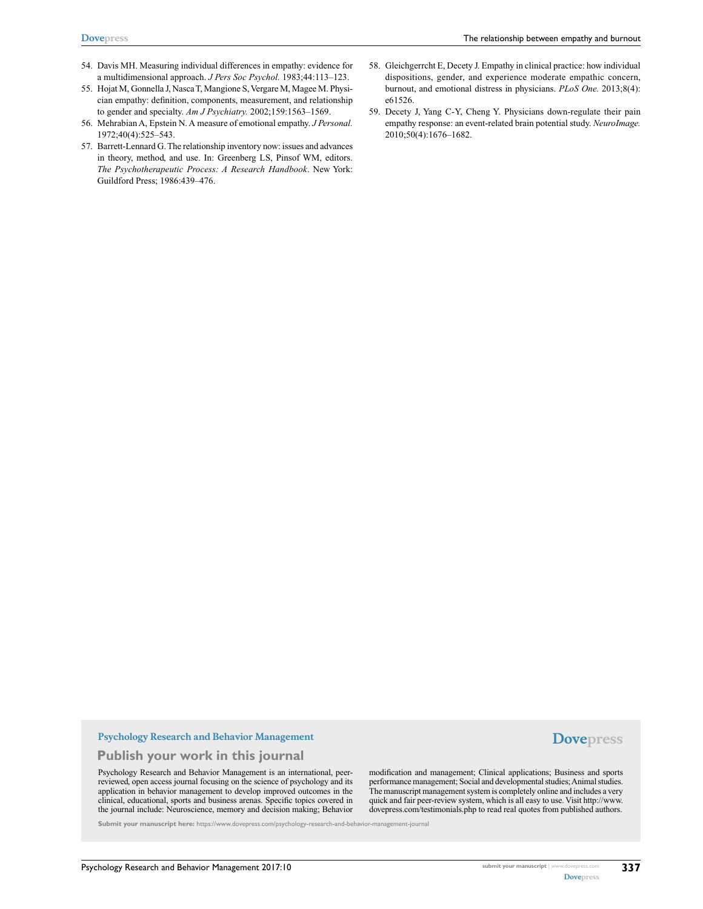54. Davis MH. Measuring individual differences in empathy: evidence for a multidimensional approach. *J Pers Soc Psychol.* 1983;44:113–123.
55. Hojat M, Gonnella J, Nasca T, Mangione S, Vergare M, Magee M. Physician empathy: definition, components, measurement, and relationship to gender and specialty. *Am J Psychiatry.* 2002;159:1563–1569.
56. Mehrabian A, Epstein N. A measure of emotional empathy. *J Personal.* 1972;40(4):525–543.
57. Barrett-Lennard G. The relationship inventory now: issues and advances in theory, method, and use. In: Greenberg LS, Pinsof WM, editors. *The Psychotherapeutic Process: A Research Handbook*. New York: Guildford Press; 1986:439–476.
58. Gleichgerrcht E, Decety J. Empathy in clinical practice: how individual dispositions, gender, and experience moderate empathic concern, burnout, and emotional distress in physicians. *PLoS One.* 2013;8(4): e61526.
59. Decety J, Yang C-Y, Cheng Y. Physicians down-regulate their pain empathy response: an event-related brain potential study. *NeuroImage.* 2010;50(4):1676–1682.

**Psychology Research and Behavior Management**

**Publish your work in this journal**

Psychology Research and Behavior Management is an international, peer-reviewed, open access journal focusing on the science of psychology and its application in behavior management to develop improved outcomes in the clinical, educational, sports and business arenas. Specific topics covered in the journal include: Neuroscience, memory and decision making; Behavior modification and management; Clinical applications; Business and sports performance management; Social and developmental studies; Animal studies. The manuscript management system is completely online and includes a very quick and fair peer-review system, which is all easy to use. Visit http://www.dovepress.com/testimonials.php to read real quotes from published authors.

**Submit your manuscript here:** https://www.dovepress.com/psychology-research-and-behavior-management-journal